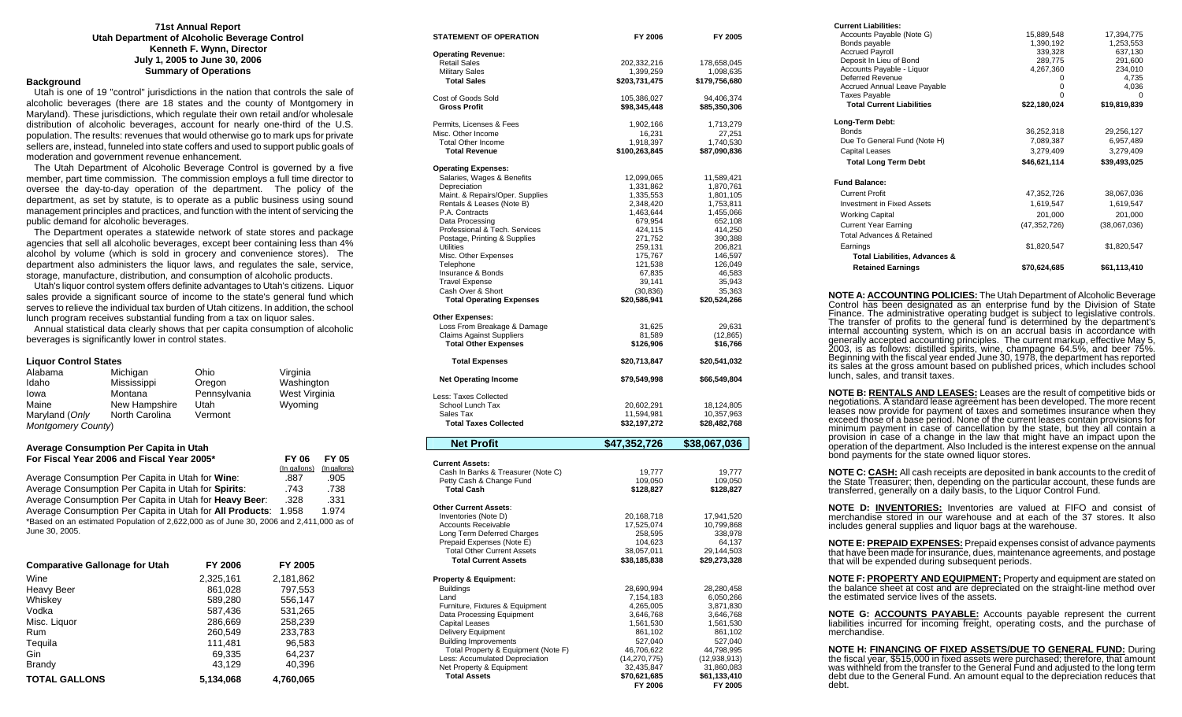**71st Annual Report**
**Utah Department of Alcoholic Beverage Control**
**Kenneth F. Wynn, Director**
**July 1, 2005 to June 30, 2006**
**Summary of Operations**

### Background

Utah is one of 19 "control" jurisdictions in the nation that controls the sale of alcoholic beverages (there are 18 states and the county of Montgomery in Maryland). These jurisdictions, which regulate their own retail and/or wholesale distribution of alcoholic beverages, account for nearly one-third of the U.S. population. The results: revenues that would otherwise go to mark ups for private sellers are, instead, funneled into state coffers and used to support public goals of moderation and government revenue enhancement.

The Utah Department of Alcoholic Beverage Control is governed by a five member, part time commission. The commission employs a full time director to oversee the day-to-day operation of the department. The policy of the department, as set by statute, is to operate as a public business using sound management principles and practices, and function with the intent of servicing the public demand for alcoholic beverages.

The Department operates a statewide network of state stores and package agencies that sell all alcoholic beverages, except beer containing less than 4% alcohol by volume (which is sold in grocery and convenience stores). The department also administers the liquor laws, and regulates the sale, service, storage, manufacture, distribution, and consumption of alcoholic products.

Utah's liquor control system offers definite advantages to Utah's citizens. Liquor sales provide a significant source of income to the state's general fund which serves to relieve the individual tax burden of Utah citizens. In addition, the school lunch program receives substantial funding from a tax on liquor sales.

Annual statistical data clearly shows that per capita consumption of alcoholic beverages is significantly lower in control states.

### Liquor Control States

| | | | |
|---|---|---|---|
| Alabama | Michigan | Ohio | Virginia |
| Idaho | Mississippi | Oregon | Washington |
| Iowa | Montana | Pennsylvania | West Virginia |
| Maine | New Hampshire | Utah | Wyoming |
| Maryland (*Only Montgomery County*) | North Carolina | Vermont | |

### Average Consumption Per Capita in Utah For Fiscal Year 2006 and Fiscal Year 2005*

| | FY 06 (In gallons) | FY 05 (In gallons) |
|---|---|---|
| Average Consumption Per Capita in Utah for **Wine**: | .887 | .905 |
| Average Consumption Per Capita in Utah for **Spirits**: | .743 | .738 |
| Average Consumption Per Capita in Utah for **Heavy Beer**: | .328 | .331 |
| Average Consumption Per Capita in Utah for **All Products**: | 1.958 | 1.974 |

*Based on an estimated Population of 2,622,000 as of June 30, 2006 and 2,411,000 as of June 30, 2005.

| Comparative Gallonage for Utah | FY 2006 | FY 2005 |
|---|---|---|
| Wine | 2,325,161 | 2,181,862 |
| Heavy Beer | 861,028 | 797,553 |
| Whiskey | 589,280 | 556,147 |
| Vodka | 587,436 | 531,265 |
| Misc. Liquor | 286,669 | 258,239 |
| Rum | 260,549 | 233,783 |
| Tequila | 111,481 | 96,583 |
| Gin | 69,335 | 64,237 |
| Brandy | 43,129 | 40,396 |
| **TOTAL GALLONS** | **5,134,068** | **4,760,065** |

| STATEMENT OF OPERATION | FY 2006 | FY 2005 |
|---|---|---|
| **Operating Revenue:** | | |
| Retail Sales | 202,332,216 | 178,658,045 |
| Military Sales | 1,399,259 | 1,098,635 |
| **Total Sales** | **$203,731,475** | **$179,756,680** |
| Cost of Goods Sold | 105,386,027 | 94,406,374 |
| **Gross Profit** | **$98,345,448** | **$85,350,306** |
| Permits, Licenses & Fees | 1,902,166 | 1,713,279 |
| Misc. Other Income | 16,231 | 27,251 |
| Total Other Income | 1,918,397 | 1,740,530 |
| **Total Revenue** | **$100,263,845** | **$87,090,836** |
| **Operating Expenses:** | | |
| Salaries, Wages & Benefits | 12,099,065 | 11,589,421 |
| Depreciation | 1,331,862 | 1,870,761 |
| Maint. & Repairs/Oper. Supplies | 1,335,553 | 1,801,105 |
| Rentals & Leases (Note B) | 2,348,420 | 1,753,811 |
| P.A. Contracts | 1,463,644 | 1,455,066 |
| Data Processing | 679,954 | 652,108 |
| Professional & Tech. Services | 424,115 | 414,250 |
| Postage, Printing & Supplies | 271,752 | 390,388 |
| Utilities | 259,131 | 206,821 |
| Misc. Other Expenses | 175,767 | 146,597 |
| Telephone | 121,538 | 126,049 |
| Insurance & Bonds | 67,835 | 46,583 |
| Travel Expense | 39,141 | 35,943 |
| Cash Over & Short | (30,836) | 35,363 |
| **Total Operating Expenses** | **$20,586,941** | **$20,524,266** |
| **Other Expenses:** | | |
| Loss From Breakage & Damage | 31,625 | 29,631 |
| Claims Against Suppliers | 81,589 | (12,865) |
| **Total Other Expenses** | **$126,906** | **$16,766** |
| **Total Expenses** | **$20,713,847** | **$20,541,032** |
| **Net Operating Income** | **$79,549,998** | **$66,549,804** |
| Less: Taxes Collected | | |
| School Lunch Tax | 20,602,291 | 18,124,805 |
| Sales Tax | 11,594,981 | 10,357,963 |
| **Total Taxes Collected** | **$32,197,272** | **$28,482,768** |
| **Net Profit** | **$47,352,726** | **$38,067,036** |

| | FY 2006 | FY 2005 |
|---|---|---|
| **Current Assets:** | | |
| Cash In Banks & Treasurer (Note C) | 19,777 | 19,777 |
| Petty Cash & Change Fund | 109,050 | 109,050 |
| **Total Cash** | **$128,827** | **$128,827** |
| **Other Current Assets:** | | |
| Inventories (Note D) | 20,168,718 | 17,941,520 |
| Accounts Receivable | 17,525,074 | 10,799,868 |
| Long Term Deferred Charges | 258,595 | 338,978 |
| Prepaid Expenses (Note E) | 104,623 | 64,137 |
| Total Other Current Assets | 38,057,011 | 29,144,503 |
| **Total Current Assets** | **$38,185,838** | **$29,273,328** |
| **Property & Equipment:** | | |
| Buildings | 28,690,994 | 28,280,458 |
| Land | 7,154,183 | 6,050,266 |
| Furniture, Fixtures & Equipment | 4,265,005 | 3,871,830 |
| Data Processing Equipment | 3,646,768 | 3,646,768 |
| Capital Leases | 1,561,530 | 1,561,530 |
| Delivery Equipment | 861,102 | 861,102 |
| Building Improvements | 527,040 | 527,040 |
| Total Property & Equipment (Note F) | 46,706,622 | 44,798,995 |
| Less: Accumulated Depreciation | (14,270,775) | (12,938,913) |
| Net Property & Equipment | 32,435,847 | 31,860,083 |
| **Total Assets** | **$70,621,685** | **$61,133,410** |

| | FY 2006 | FY 2005 |
|---|---|---|
| **Current Liabilities:** | | |
| Accounts Payable (Note G) | 15,889,548 | 17,394,775 |
| Bonds payable | 1,390,192 | 1,253,553 |
| Accrued Payroll | 339,328 | 637,130 |
| Deposit In Lieu of Bond | 289,775 | 291,600 |
| Accounts Payable - Liquor | 4,267,360 | 234,010 |
| Deferred Revenue | 0 | 4,735 |
| Accrued Annual Leave Payable | 0 | 4,036 |
| Taxes Payable | 0 | 0 |
| **Total Current Liabilities** | **$22,180,024** | **$19,819,839** |
| **Long-Term Debt:** | | |
| Bonds | 36,252,318 | 29,256,127 |
| Due To General Fund (Note H) | 7,089,387 | 6,957,489 |
| Capital Leases | 3,279,409 | 3,279,409 |
| **Total Long Term Debt** | **$46,621,114** | **$39,493,025** |
| **Fund Balance:** | | |
| Current Profit | 47,352,726 | 38,067,036 |
| Investment in Fixed Assets | 1,619,547 | 1,619,547 |
| Working Capital | 201,000 | 201,000 |
| Current Year Earning | (47,352,726) | (38,067,036) |
| Total Advances & Retained Earnings | $1,820,547 | $1,820,547 |
| **Total Liabilities, Advances & Retained Earnings** | **$70,624,685** | **$61,113,410** |

**NOTE A: ACCOUNTING POLICIES:** The Utah Department of Alcoholic Beverage Control has been designated as an enterprise fund by the Division of State Finance. The administrative operating budget is subject to legislative controls. The transfer of profits to the general fund is determined by the department's internal accounting system, which is on an accrual basis in accordance with generally accepted accounting principles. The current markup, effective May 5, 2003, is as follows: distilled spirits, wine, champagne 64.5%, and beer 75%. Beginning with the fiscal year ended June 30, 1978, the department has reported its sales at the gross amount based on published prices, which includes school lunch, sales, and transit taxes.

**NOTE B: RENTALS AND LEASES:** Leases are the result of competitive bids or negotiations. A standard lease agreement has been developed. The more recent leases now provide for payment of taxes and sometimes insurance when they exceed those of a base period. None of the current leases contain provisions for minimum payment in case of cancellation by the state, but they all contain a provision in case of a change in the law that might have an impact upon the operation of the department. Also Included is the interest expense on the annual bond payments for the state owned liquor stores.

**NOTE C: CASH:** All cash receipts are deposited in bank accounts to the credit of the State Treasurer; then, depending on the particular account, these funds are transferred, generally on a daily basis, to the Liquor Control Fund.

**NOTE D: INVENTORIES:** Inventories are valued at FIFO and consist of merchandise stored in our warehouse and at each of the 37 stores. It also includes general supplies and liquor bags at the warehouse.

**NOTE E: PREPAID EXPENSES:** Prepaid expenses consist of advance payments that have been made for insurance, dues, maintenance agreements, and postage that will be expended during subsequent periods.

**NOTE F: PROPERTY AND EQUIPMENT:** Property and equipment are stated on the balance sheet at cost and are depreciated on the straight-line method over the estimated service lives of the assets.

**NOTE G: ACCOUNTS PAYABLE:** Accounts payable represent the current liabilities incurred for incoming freight, operating costs, and the purchase of merchandise.

**NOTE H: FINANCING OF FIXED ASSETS/DUE TO GENERAL FUND:** During the fiscal year, $515,000 in fixed assets were purchased; therefore, that amount was withheld from the transfer to the General Fund and adjusted to the long term debt due to the General Fund. An amount equal to the depreciation reduces that debt.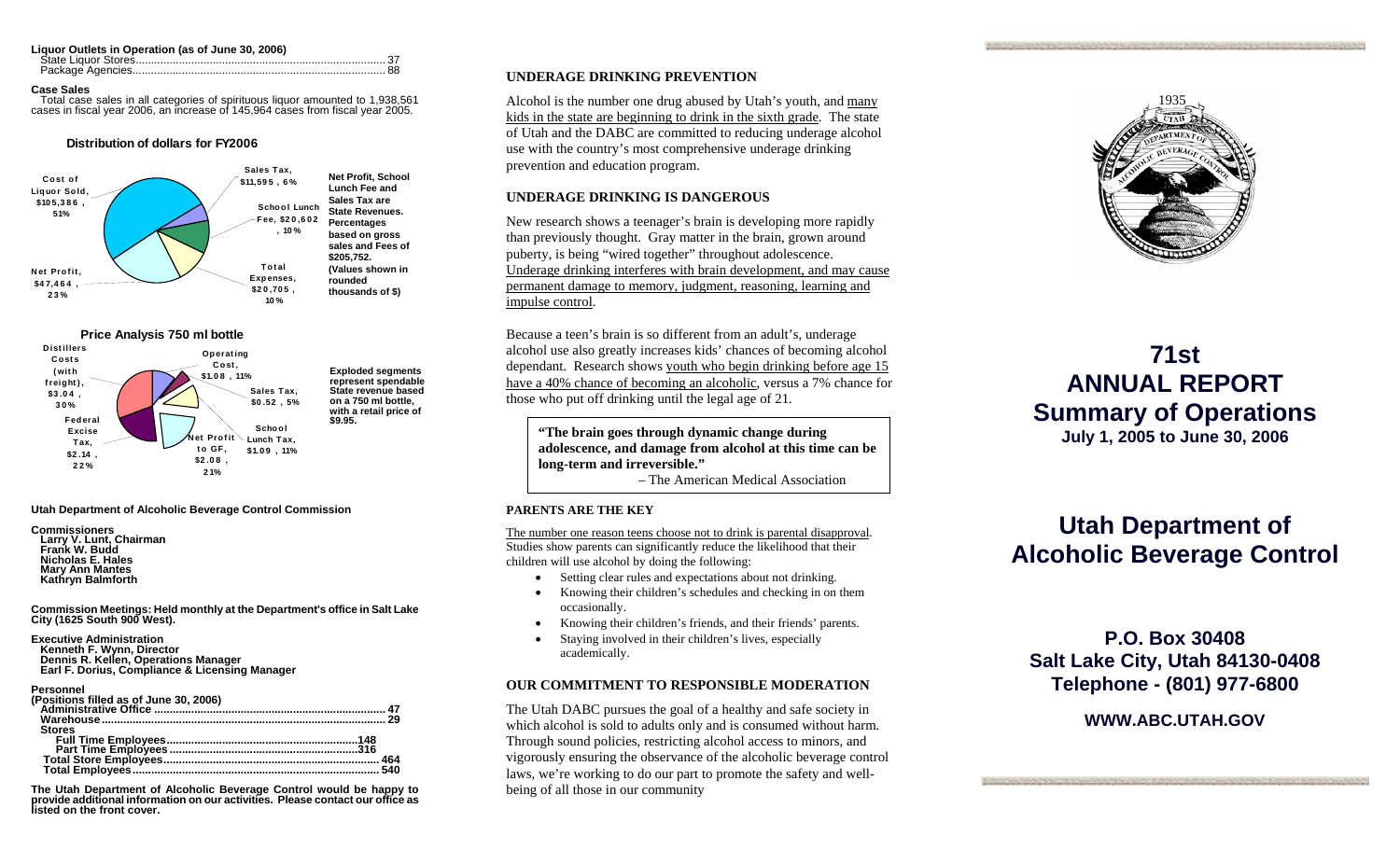**Liquor Outlets in Operation (as of June 30, 2006)**

State Liquor Stores................................................................................ 37
Package Agencies.................................................................................. 88

**Case Sales**

Total case sales in all categories of spirituous liquor amounted to 1,938,561 cases in fiscal year 2006, an increase of 145,964 cases from fiscal year 2005.

**Distribution of dollars for FY2006**

Cost of Liquor Sold, $105,386, 51%

Sales Tax, $11,595, 6%

School Lunch Fee, $20,602, 10%

Total Expenses, $20,705, 10%

Net Profit, $47,464, 23%

**Net Profit, School Lunch Fee and Sales Tax are State Revenues. Percentages based on gross sales and Fees of $205,752. (Values shown in rounded thousands of $)**

**Price Analysis 750 ml bottle**

Distillers Costs (with freight), $3.04, 30%

Operating Cost, $1.08, 11%

Sales Tax, $0.52, 5%

School Lunch Tax, $1.09, 11%

Net Profit to GF, $2.08, 21%

Federal Excise Tax, $2.14, 22%

**Exploded segments represent spendable State revenue based on a 750 ml bottle, with a retail price of $9.95.**

**Utah Department of Alcoholic Beverage Control Commission**

**Commissioners**
**Larry V. Lunt, Chairman**
**Frank W. Budd**
**Nicholas E. Hales**
**Mary Ann Mantes**
**Kathryn Balmforth**

**Commission Meetings: Held monthly at the Department's office in Salt Lake City (1625 South 900 West).**

**Executive Administration**
**Kenneth F. Wynn, Director**
**Dennis R. Kellen, Operations Manager**
**Earl F. Dorius, Compliance & Licensing Manager**

**Personnel**
**(Positions filled as of June 30, 2006)**
**Administrative Office .......................................................................... 47**
**Warehouse ........................................................................................... 29**
**Stores**
**Full Time Employees..............................................................148**
**Part Time Employees..............................................................316**
**Total Store Employees....................................................................... 464**
**Total Employees................................................................................. 540**

**The Utah Department of Alcoholic Beverage Control would be happy to provide additional information on our activities. Please contact our office as listed on the front cover.**

## UNDERAGE DRINKING PREVENTION

Alcohol is the number one drug abused by Utah's youth, and many kids in the state are beginning to drink in the sixth grade. The state of Utah and the DABC are committed to reducing underage alcohol use with the country's most comprehensive underage drinking prevention and education program.

## UNDERAGE DRINKING IS DANGEROUS

New research shows a teenager's brain is developing more rapidly than previously thought. Gray matter in the brain, grown around puberty, is being "wired together" throughout adolescence. Underage drinking interferes with brain development, and may cause permanent damage to memory, judgment, reasoning, learning and impulse control.

Because a teen's brain is so different from an adult's, underage alcohol use also greatly increases kids' chances of becoming alcohol dependant. Research shows youth who begin drinking before age 15 have a 40% chance of becoming an alcoholic, versus a 7% chance for those who put off drinking until the legal age of 21.

> **"The brain goes through dynamic change during adolescence, and damage from alcohol at this time can be long-term and irreversible."**
>
> – The American Medical Association

## PARENTS ARE THE KEY

The number one reason teens choose not to drink is parental disapproval. Studies show parents can significantly reduce the likelihood that their children will use alcohol by doing the following:

- Setting clear rules and expectations about not drinking.
- Knowing their children's schedules and checking in on them occasionally.
- Knowing their children's friends, and their friends' parents.
- Staying involved in their children's lives, especially academically.

## OUR COMMITMENT TO RESPONSIBLE MODERATION

The Utah DABC pursues the goal of a healthy and safe society in which alcohol is sold to adults only and is consumed without harm. Through sound policies, restricting alcohol access to minors, and vigorously ensuring the observance of the alcoholic beverage control laws, we're working to do our part to promote the safety and well-being of all those in our community

1935
UTAH DEPARTMENT OF ALCOHOLIC BEVERAGE CONTROL

# 71st ANNUAL REPORT Summary of Operations

**July 1, 2005 to June 30, 2006**

# Utah Department of Alcoholic Beverage Control

**P.O. Box 30408**
**Salt Lake City, Utah 84130-0408**
**Telephone - (801) 977-6800**

**WWW.ABC.UTAH.GOV**